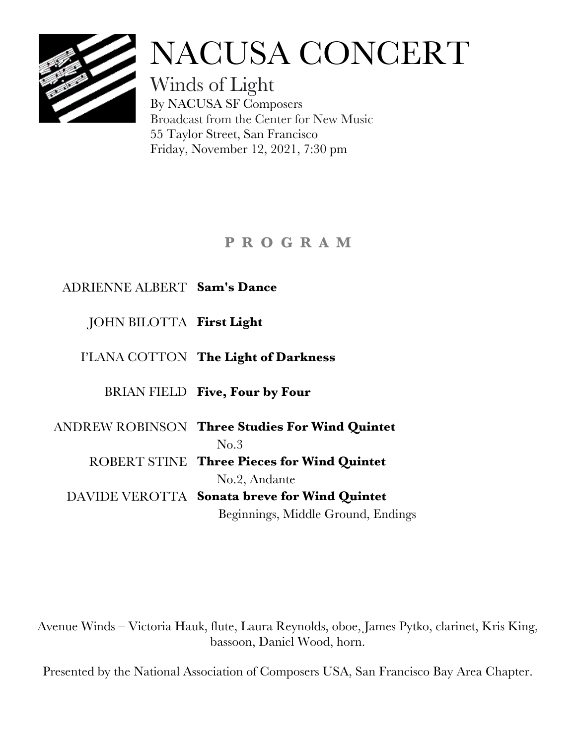# NACUSA CONCERT

## Winds of Light

By NACUSA SF Composers
Broadcast from the Center for New Music
55 Taylor Street, San Francisco
Friday, November 12, 2021, 7:30 pm

### P R O G R A M

ADRIENNE ALBERT **Sam's Dance**

JOHN BILOTTA **First Light**

I'LANA COTTON **The Light of Darkness**

BRIAN FIELD **Five, Four by Four**

ANDREW ROBINSON **Three Studies For Wind Quintet**
No.3

ROBERT STINE **Three Pieces for Wind Quintet**
No.2, Andante

DAVIDE VEROTTA **Sonata breve for Wind Quintet**
Beginnings, Middle Ground, Endings

Avenue Winds – Victoria Hauk, flute, Laura Reynolds, oboe, James Pytko, clarinet, Kris King, bassoon, Daniel Wood, horn.

Presented by the National Association of Composers USA, San Francisco Bay Area Chapter.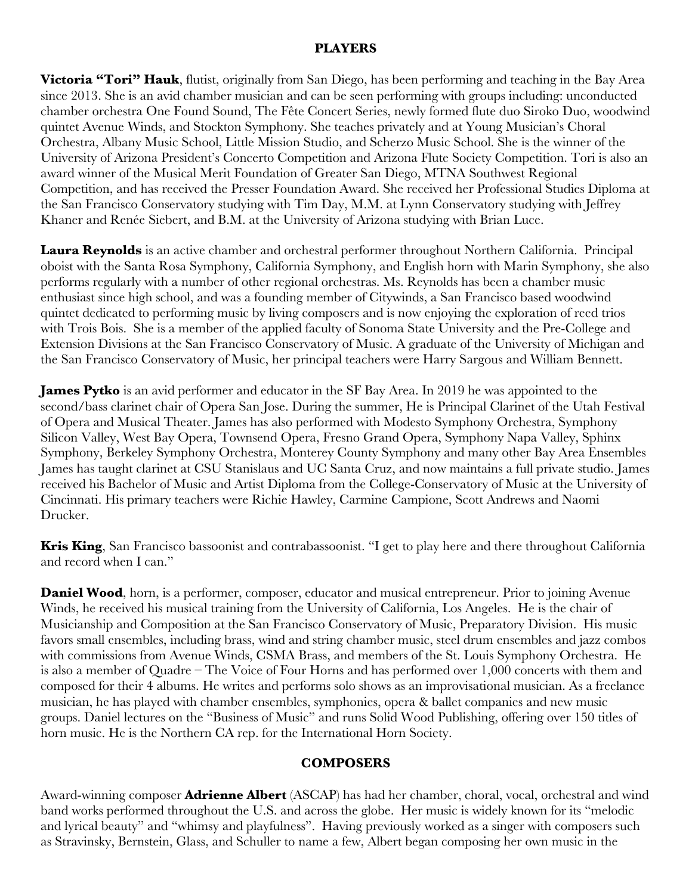## PLAYERS

**Victoria "Tori" Hauk**, flutist, originally from San Diego, has been performing and teaching in the Bay Area since 2013. She is an avid chamber musician and can be seen performing with groups including: unconducted chamber orchestra One Found Sound, The Fête Concert Series, newly formed flute duo Siroko Duo, woodwind quintet Avenue Winds, and Stockton Symphony. She teaches privately and at Young Musician's Choral Orchestra, Albany Music School, Little Mission Studio, and Scherzo Music School. She is the winner of the University of Arizona President's Concerto Competition and Arizona Flute Society Competition. Tori is also an award winner of the Musical Merit Foundation of Greater San Diego, MTNA Southwest Regional Competition, and has received the Presser Foundation Award. She received her Professional Studies Diploma at the San Francisco Conservatory studying with Tim Day, M.M. at Lynn Conservatory studying with Jeffrey Khaner and Renée Siebert, and B.M. at the University of Arizona studying with Brian Luce.

**Laura Reynolds** is an active chamber and orchestral performer throughout Northern California. Principal oboist with the Santa Rosa Symphony, California Symphony, and English horn with Marin Symphony, she also performs regularly with a number of other regional orchestras. Ms. Reynolds has been a chamber music enthusiast since high school, and was a founding member of Citywinds, a San Francisco based woodwind quintet dedicated to performing music by living composers and is now enjoying the exploration of reed trios with Trois Bois. She is a member of the applied faculty of Sonoma State University and the Pre-College and Extension Divisions at the San Francisco Conservatory of Music. A graduate of the University of Michigan and the San Francisco Conservatory of Music, her principal teachers were Harry Sargous and William Bennett.

**James Pytko** is an avid performer and educator in the SF Bay Area. In 2019 he was appointed to the second/bass clarinet chair of Opera San Jose. During the summer, He is Principal Clarinet of the Utah Festival of Opera and Musical Theater. James has also performed with Modesto Symphony Orchestra, Symphony Silicon Valley, West Bay Opera, Townsend Opera, Fresno Grand Opera, Symphony Napa Valley, Sphinx Symphony, Berkeley Symphony Orchestra, Monterey County Symphony and many other Bay Area Ensembles James has taught clarinet at CSU Stanislaus and UC Santa Cruz, and now maintains a full private studio. James received his Bachelor of Music and Artist Diploma from the College-Conservatory of Music at the University of Cincinnati. His primary teachers were Richie Hawley, Carmine Campione, Scott Andrews and Naomi Drucker.

**Kris King**, San Francisco bassoonist and contrabassoonist. "I get to play here and there throughout California and record when I can."

**Daniel Wood**, horn, is a performer, composer, educator and musical entrepreneur. Prior to joining Avenue Winds, he received his musical training from the University of California, Los Angeles. He is the chair of Musicianship and Composition at the San Francisco Conservatory of Music, Preparatory Division. His music favors small ensembles, including brass, wind and string chamber music, steel drum ensembles and jazz combos with commissions from Avenue Winds, CSMA Brass, and members of the St. Louis Symphony Orchestra. He is also a member of Quadre – The Voice of Four Horns and has performed over 1,000 concerts with them and composed for their 4 albums. He writes and performs solo shows as an improvisational musician. As a freelance musician, he has played with chamber ensembles, symphonies, opera & ballet companies and new music groups. Daniel lectures on the "Business of Music" and runs Solid Wood Publishing, offering over 150 titles of horn music. He is the Northern CA rep. for the International Horn Society.

## COMPOSERS

Award-winning composer **Adrienne Albert** (ASCAP) has had her chamber, choral, vocal, orchestral and wind band works performed throughout the U.S. and across the globe. Her music is widely known for its "melodic and lyrical beauty" and "whimsy and playfulness". Having previously worked as a singer with composers such as Stravinsky, Bernstein, Glass, and Schuller to name a few, Albert began composing her own music in the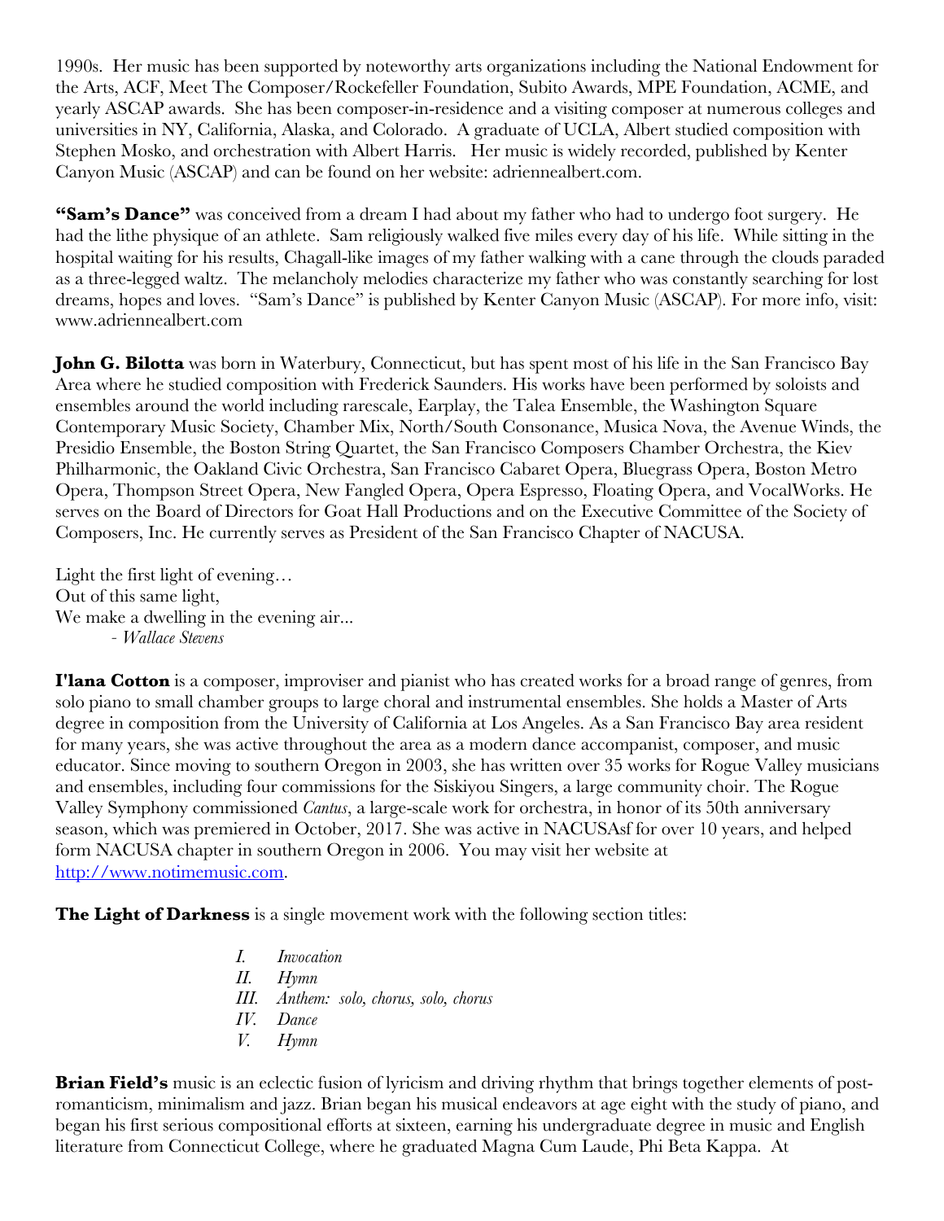1990s. Her music has been supported by noteworthy arts organizations including the National Endowment for the Arts, ACF, Meet The Composer/Rockefeller Foundation, Subito Awards, MPE Foundation, ACME, and yearly ASCAP awards. She has been composer-in-residence and a visiting composer at numerous colleges and universities in NY, California, Alaska, and Colorado. A graduate of UCLA, Albert studied composition with Stephen Mosko, and orchestration with Albert Harris. Her music is widely recorded, published by Kenter Canyon Music (ASCAP) and can be found on her website: adriennealbert.com.

**"Sam's Dance"** was conceived from a dream I had about my father who had to undergo foot surgery. He had the lithe physique of an athlete. Sam religiously walked five miles every day of his life. While sitting in the hospital waiting for his results, Chagall-like images of my father walking with a cane through the clouds paraded as a three-legged waltz. The melancholy melodies characterize my father who was constantly searching for lost dreams, hopes and loves. "Sam's Dance" is published by Kenter Canyon Music (ASCAP). For more info, visit: www.adriennealbert.com

**John G. Bilotta** was born in Waterbury, Connecticut, but has spent most of his life in the San Francisco Bay Area where he studied composition with Frederick Saunders. His works have been performed by soloists and ensembles around the world including rarescale, Earplay, the Talea Ensemble, the Washington Square Contemporary Music Society, Chamber Mix, North/South Consonance, Musica Nova, the Avenue Winds, the Presidio Ensemble, the Boston String Quartet, the San Francisco Composers Chamber Orchestra, the Kiev Philharmonic, the Oakland Civic Orchestra, San Francisco Cabaret Opera, Bluegrass Opera, Boston Metro Opera, Thompson Street Opera, New Fangled Opera, Opera Espresso, Floating Opera, and VocalWorks. He serves on the Board of Directors for Goat Hall Productions and on the Executive Committee of the Society of Composers, Inc. He currently serves as President of the San Francisco Chapter of NACUSA.

Light the first light of evening…  
Out of this same light,  
We make a dwelling in the evening air...  
 - *Wallace Stevens*

**I'lana Cotton** is a composer, improviser and pianist who has created works for a broad range of genres, from solo piano to small chamber groups to large choral and instrumental ensembles. She holds a Master of Arts degree in composition from the University of California at Los Angeles. As a San Francisco Bay area resident for many years, she was active throughout the area as a modern dance accompanist, composer, and music educator. Since moving to southern Oregon in 2003, she has written over 35 works for Rogue Valley musicians and ensembles, including four commissions for the Siskiyou Singers, a large community choir. The Rogue Valley Symphony commissioned *Cantus*, a large-scale work for orchestra, in honor of its 50th anniversary season, which was premiered in October, 2017. She was active in NACUSAsf for over 10 years, and helped form NACUSA chapter in southern Oregon in 2006. You may visit her website at http://www.notimemusic.com.

**The Light of Darkness** is a single movement work with the following section titles:

- *I. Invocation*
- *II. Hymn*
- *III. Anthem: solo, chorus, solo, chorus*
- *IV. Dance*
- *V. Hymn*

**Brian Field's** music is an eclectic fusion of lyricism and driving rhythm that brings together elements of post-romanticism, minimalism and jazz. Brian began his musical endeavors at age eight with the study of piano, and began his first serious compositional efforts at sixteen, earning his undergraduate degree in music and English literature from Connecticut College, where he graduated Magna Cum Laude, Phi Beta Kappa. At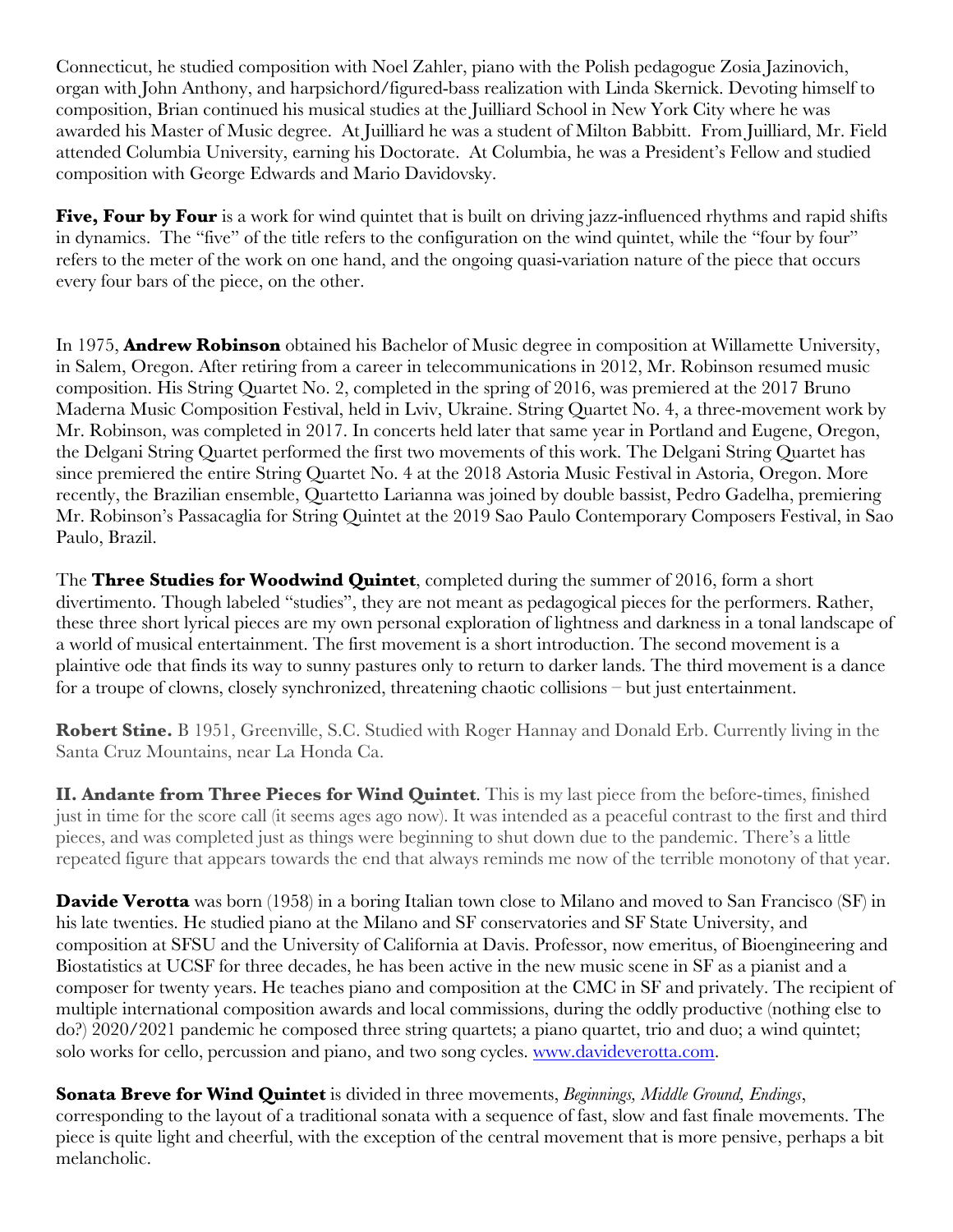Connecticut, he studied composition with Noel Zahler, piano with the Polish pedagogue Zosia Jazinovich, organ with John Anthony, and harpsichord/figured-bass realization with Linda Skernick. Devoting himself to composition, Brian continued his musical studies at the Juilliard School in New York City where he was awarded his Master of Music degree. At Juilliard he was a student of Milton Babbitt. From Juilliard, Mr. Field attended Columbia University, earning his Doctorate. At Columbia, he was a President's Fellow and studied composition with George Edwards and Mario Davidovsky.

**Five, Four by Four** is a work for wind quintet that is built on driving jazz-influenced rhythms and rapid shifts in dynamics. The "five" of the title refers to the configuration on the wind quintet, while the "four by four" refers to the meter of the work on one hand, and the ongoing quasi-variation nature of the piece that occurs every four bars of the piece, on the other.

In 1975, **Andrew Robinson** obtained his Bachelor of Music degree in composition at Willamette University, in Salem, Oregon. After retiring from a career in telecommunications in 2012, Mr. Robinson resumed music composition. His String Quartet No. 2, completed in the spring of 2016, was premiered at the 2017 Bruno Maderna Music Composition Festival, held in Lviv, Ukraine. String Quartet No. 4, a three-movement work by Mr. Robinson, was completed in 2017. In concerts held later that same year in Portland and Eugene, Oregon, the Delgani String Quartet performed the first two movements of this work. The Delgani String Quartet has since premiered the entire String Quartet No. 4 at the 2018 Astoria Music Festival in Astoria, Oregon. More recently, the Brazilian ensemble, Quartetto Larianna was joined by double bassist, Pedro Gadelha, premiering Mr. Robinson's Passacaglia for String Quintet at the 2019 Sao Paulo Contemporary Composers Festival, in Sao Paulo, Brazil.

The **Three Studies for Woodwind Quintet**, completed during the summer of 2016, form a short divertimento. Though labeled "studies", they are not meant as pedagogical pieces for the performers. Rather, these three short lyrical pieces are my own personal exploration of lightness and darkness in a tonal landscape of a world of musical entertainment. The first movement is a short introduction. The second movement is a plaintive ode that finds its way to sunny pastures only to return to darker lands. The third movement is a dance for a troupe of clowns, closely synchronized, threatening chaotic collisions – but just entertainment.

**Robert Stine.** B 1951, Greenville, S.C. Studied with Roger Hannay and Donald Erb. Currently living in the Santa Cruz Mountains, near La Honda Ca.

**II. Andante from Three Pieces for Wind Quintet**. This is my last piece from the before-times, finished just in time for the score call (it seems ages ago now). It was intended as a peaceful contrast to the first and third pieces, and was completed just as things were beginning to shut down due to the pandemic. There's a little repeated figure that appears towards the end that always reminds me now of the terrible monotony of that year.

**Davide Verotta** was born (1958) in a boring Italian town close to Milano and moved to San Francisco (SF) in his late twenties. He studied piano at the Milano and SF conservatories and SF State University, and composition at SFSU and the University of California at Davis. Professor, now emeritus, of Bioengineering and Biostatistics at UCSF for three decades, he has been active in the new music scene in SF as a pianist and a composer for twenty years. He teaches piano and composition at the CMC in SF and privately. The recipient of multiple international composition awards and local commissions, during the oddly productive (nothing else to do?) 2020/2021 pandemic he composed three string quartets; a piano quartet, trio and duo; a wind quintet; solo works for cello, percussion and piano, and two song cycles. [www.davideverotta.com](http://www.davideverotta.com).

**Sonata Breve for Wind Quintet** is divided in three movements, *Beginnings, Middle Ground, Endings*, corresponding to the layout of a traditional sonata with a sequence of fast, slow and fast finale movements. The piece is quite light and cheerful, with the exception of the central movement that is more pensive, perhaps a bit melancholic.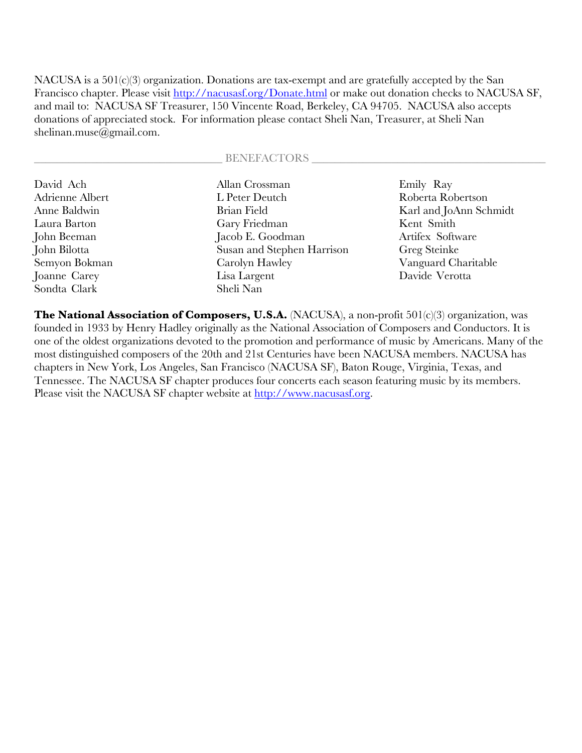NACUSA is a 501(c)(3) organization. Donations are tax-exempt and are gratefully accepted by the San Francisco chapter. Please visit http://nacusasf.org/Donate.html or make out donation checks to NACUSA SF, and mail to: NACUSA SF Treasurer, 150 Vincente Road, Berkeley, CA 94705. NACUSA also accepts donations of appreciated stock. For information please contact Sheli Nan, Treasurer, at Sheli Nan shelinan.muse@gmail.com.

## BENEFACTORS

David Ach
Adrienne Albert
Anne Baldwin
Laura Barton
John Beeman
John Bilotta
Semyon Bokman
Joanne Carey
Sondta Clark
Allan Crossman
L Peter Deutch
Brian Field
Gary Friedman
Jacob E. Goodman
Susan and Stephen Harrison
Carolyn Hawley
Lisa Largent
Sheli Nan
Emily Ray
Roberta Robertson
Karl and JoAnn Schmidt
Kent Smith
Artifex Software
Greg Steinke
Vanguard Charitable
Davide Verotta

**The National Association of Composers, U.S.A.** (NACUSA), a non-profit 501(c)(3) organization, was founded in 1933 by Henry Hadley originally as the National Association of Composers and Conductors. It is one of the oldest organizations devoted to the promotion and performance of music by Americans. Many of the most distinguished composers of the 20th and 21st Centuries have been NACUSA members. NACUSA has chapters in New York, Los Angeles, San Francisco (NACUSA SF), Baton Rouge, Virginia, Texas, and Tennessee. The NACUSA SF chapter produces four concerts each season featuring music by its members. Please visit the NACUSA SF chapter website at http://www.nacusasf.org.